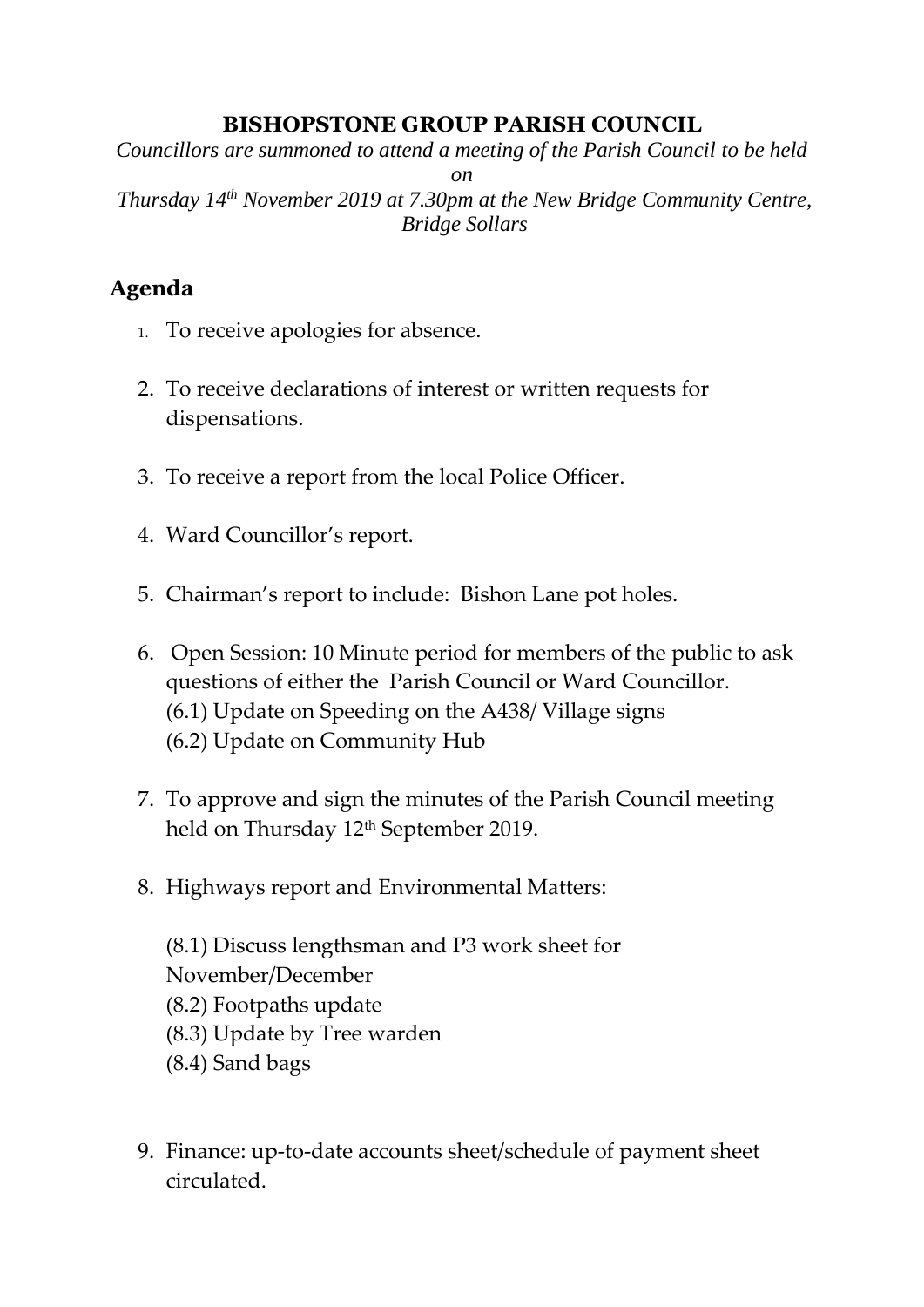# BISHOPSTONE GROUP PARISH COUNCIL

*Councillors are summoned to attend a meeting of the Parish Council to be held on*

*Thursday 14th November 2019 at 7.30pm at the New Bridge Community Centre, Bridge Sollars*

## Agenda

1. To receive apologies for absence.
2. To receive declarations of interest or written requests for dispensations.
3. To receive a report from the local Police Officer.
4. Ward Councillor's report.
5. Chairman's report to include: Bishon Lane pot holes.
6. Open Session: 10 Minute period for members of the public to ask questions of either the Parish Council or Ward Councillor.
   (6.1) Update on Speeding on the A438/ Village signs
   (6.2) Update on Community Hub
7. To approve and sign the minutes of the Parish Council meeting held on Thursday 12th September 2019.
8. Highways report and Environmental Matters:

   (8.1) Discuss lengthsman and P3 work sheet for November/December
   (8.2) Footpaths update
   (8.3) Update by Tree warden
   (8.4) Sand bags

9. Finance: up-to-date accounts sheet/schedule of payment sheet circulated.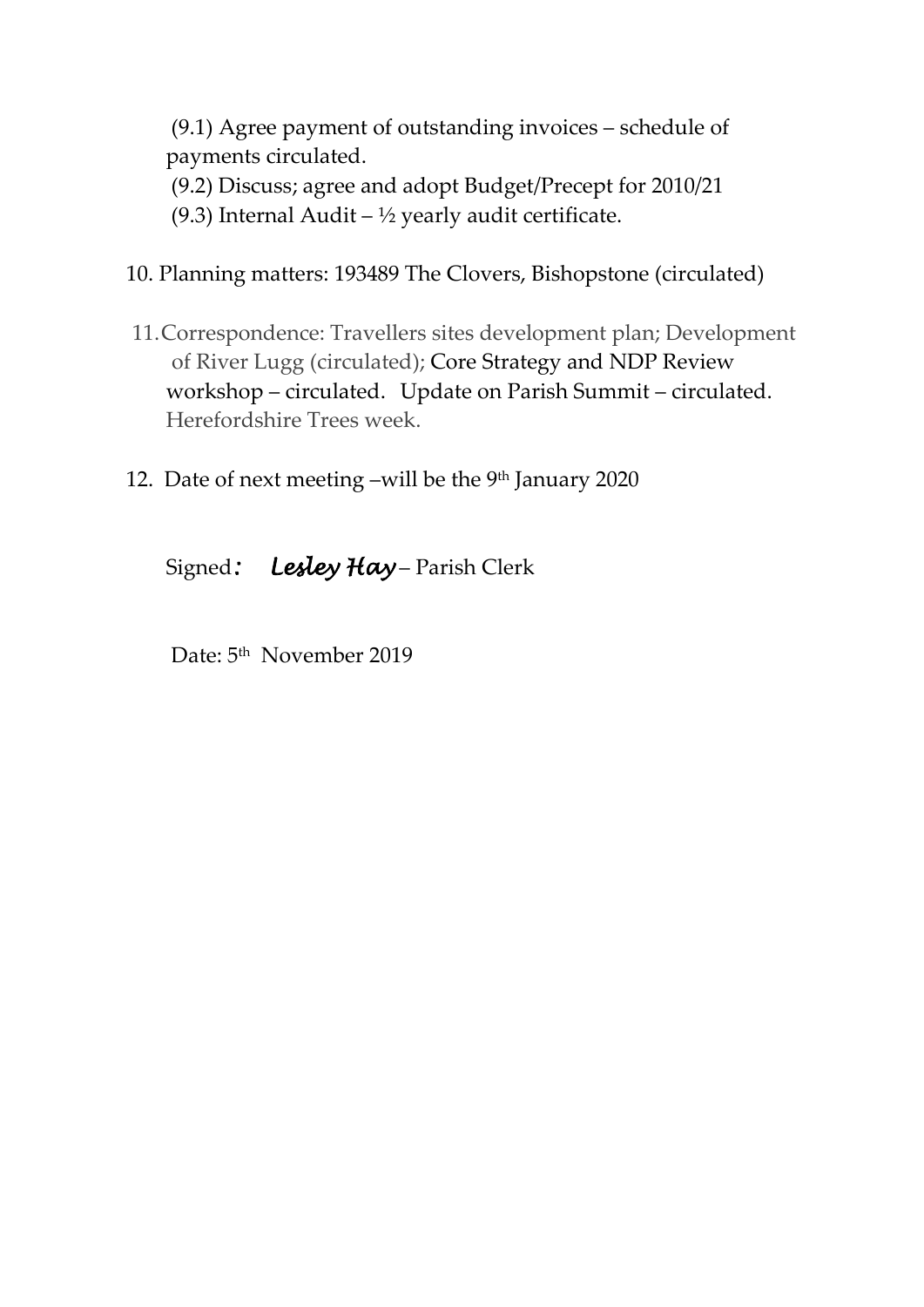(9.1) Agree payment of outstanding invoices – schedule of payments circulated.

(9.2) Discuss; agree and adopt Budget/Precept for 2010/21

(9.3) Internal Audit – ½ yearly audit certificate.

10. Planning matters: 193489 The Clovers, Bishopstone (circulated)

11. Correspondence: Travellers sites development plan; Development of River Lugg (circulated); Core Strategy and NDP Review workshop – circulated. Update on Parish Summit – circulated. Herefordshire Trees week.

12. Date of next meeting –will be the 9th January 2020

Signed*:* ***Lesley Hay*** – Parish Clerk

Date: 5th November 2019